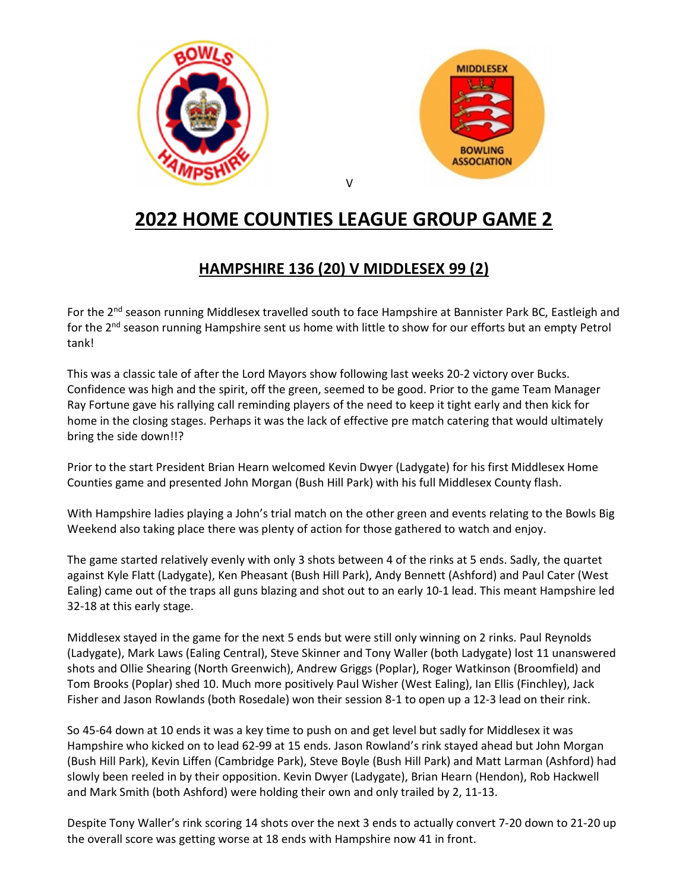V

# 2022 HOME COUNTIES LEAGUE GROUP GAME 2

## HAMPSHIRE 136 (20) V MIDDLESEX 99 (2)

For the 2nd season running Middlesex travelled south to face Hampshire at Bannister Park BC, Eastleigh and for the 2nd season running Hampshire sent us home with little to show for our efforts but an empty Petrol tank!

This was a classic tale of after the Lord Mayors show following last weeks 20-2 victory over Bucks. Confidence was high and the spirit, off the green, seemed to be good. Prior to the game Team Manager Ray Fortune gave his rallying call reminding players of the need to keep it tight early and then kick for home in the closing stages. Perhaps it was the lack of effective pre match catering that would ultimately bring the side down!!?

Prior to the start President Brian Hearn welcomed Kevin Dwyer (Ladygate) for his first Middlesex Home Counties game and presented John Morgan (Bush Hill Park) with his full Middlesex County flash.

With Hampshire ladies playing a John's trial match on the other green and events relating to the Bowls Big Weekend also taking place there was plenty of action for those gathered to watch and enjoy.

The game started relatively evenly with only 3 shots between 4 of the rinks at 5 ends. Sadly, the quartet against Kyle Flatt (Ladygate), Ken Pheasant (Bush Hill Park), Andy Bennett (Ashford) and Paul Cater (West Ealing) came out of the traps all guns blazing and shot out to an early 10-1 lead. This meant Hampshire led 32-18 at this early stage.

Middlesex stayed in the game for the next 5 ends but were still only winning on 2 rinks. Paul Reynolds (Ladygate), Mark Laws (Ealing Central), Steve Skinner and Tony Waller (both Ladygate) lost 11 unanswered shots and Ollie Shearing (North Greenwich), Andrew Griggs (Poplar), Roger Watkinson (Broomfield) and Tom Brooks (Poplar) shed 10. Much more positively Paul Wisher (West Ealing), Ian Ellis (Finchley), Jack Fisher and Jason Rowlands (both Rosedale) won their session 8-1 to open up a 12-3 lead on their rink.

So 45-64 down at 10 ends it was a key time to push on and get level but sadly for Middlesex it was Hampshire who kicked on to lead 62-99 at 15 ends. Jason Rowland's rink stayed ahead but John Morgan (Bush Hill Park), Kevin Liffen (Cambridge Park), Steve Boyle (Bush Hill Park) and Matt Larman (Ashford) had slowly been reeled in by their opposition. Kevin Dwyer (Ladygate), Brian Hearn (Hendon), Rob Hackwell and Mark Smith (both Ashford) were holding their own and only trailed by 2, 11-13.

Despite Tony Waller's rink scoring 14 shots over the next 3 ends to actually convert 7-20 down to 21-20 up the overall score was getting worse at 18 ends with Hampshire now 41 in front.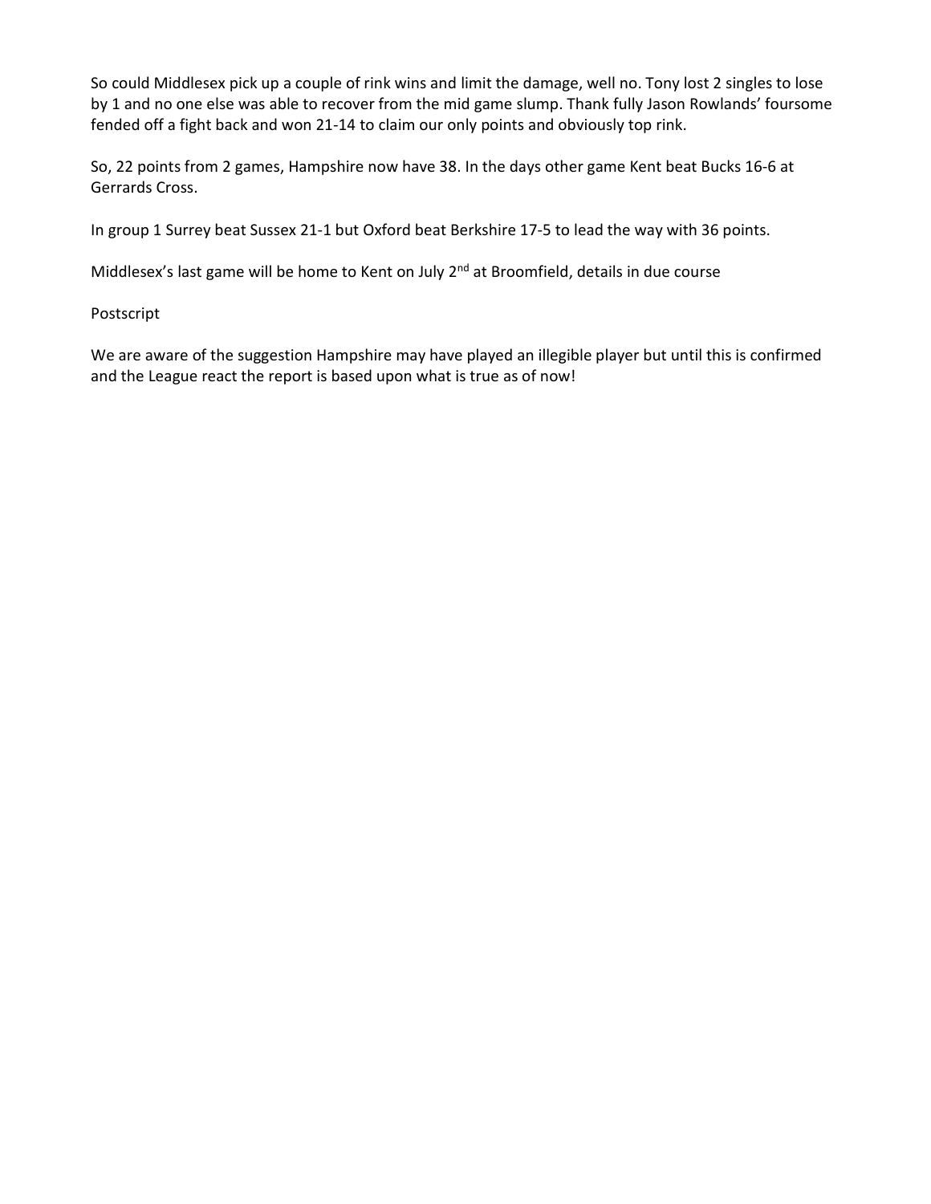So could Middlesex pick up a couple of rink wins and limit the damage, well no. Tony lost 2 singles to lose by 1 and no one else was able to recover from the mid game slump. Thank fully Jason Rowlands' foursome fended off a fight back and won 21-14 to claim our only points and obviously top rink.

So, 22 points from 2 games, Hampshire now have 38. In the days other game Kent beat Bucks 16-6 at Gerrards Cross.

In group 1 Surrey beat Sussex 21-1 but Oxford beat Berkshire 17-5 to lead the way with 36 points.

Middlesex's last game will be home to Kent on July 2nd at Broomfield, details in due course

Postscript

We are aware of the suggestion Hampshire may have played an illegible player but until this is confirmed and the League react the report is based upon what is true as of now!